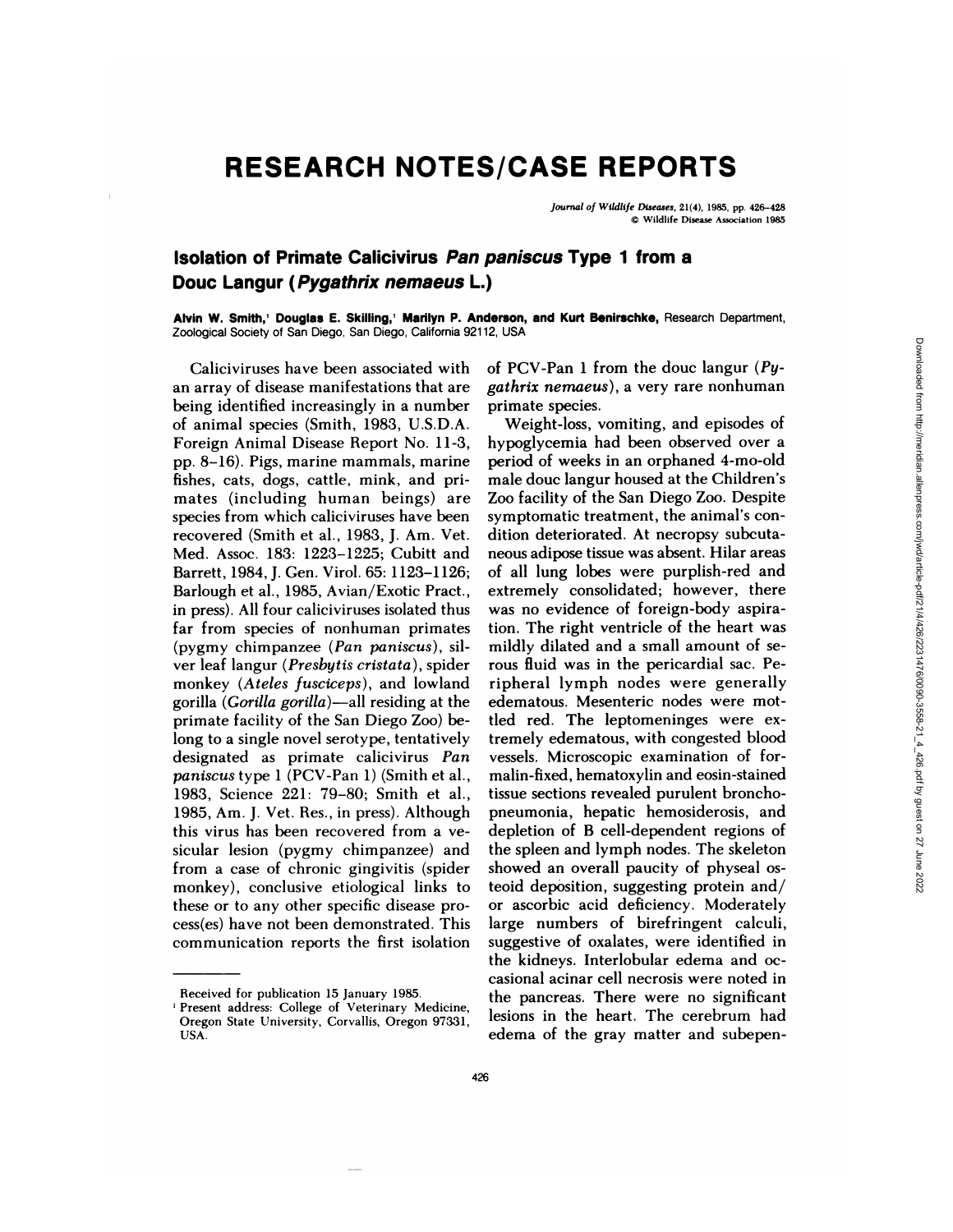# RESEARCH NOTES/CASE REPORTS

## Isolation of Primate Calicivirus *Pan paniscus* Type 1 from a Douc Langur (*Pygathrix nemaeus* L.)

**Alvin W. Smith,[1] Douglas E. Skilling,[1] Marilyn P. Anderson, and Kurt Benirschke,** Research Department, Zoological Society of San Diego, San Diego, California 92112, USA

Caliciviruses have been associated with an array of disease manifestations that are being identified increasingly in a number of animal species (Smith, 1983, U.S.D.A. Foreign Animal Disease Report No. 11-3, pp. 8–16). Pigs, marine mammals, marine fishes, cats, dogs, cattle, mink, and primates (including human beings) are species from which caliciviruses have been recovered (Smith et al., 1983, J. Am. Vet. Med. Assoc. 183: 1223–1225; Cubitt and Barrett, 1984, J. Gen. Virol. 65: 1123–1126; Barlough et al., 1985, Avian/Exotic Pract., in press). All four caliciviruses isolated thus far from species of nonhuman primates (pygmy chimpanzee (*Pan paniscus*), silver leaf langur (*Presbytis cristata*), spider monkey (*Ateles fusciceps*), and lowland gorilla (*Gorilla gorilla*)—all residing at the primate facility of the San Diego Zoo) belong to a single novel serotype, tentatively designated as primate calicivirus *Pan paniscus* type 1 (PCV-Pan 1) (Smith et al., 1983, Science 221: 79–80; Smith et al., 1985, Am. J. Vet. Res., in press). Although this virus has been recovered from a vesicular lesion (pygmy chimpanzee) and from a case of chronic gingivitis (spider monkey), conclusive etiological links to these or to any other specific disease process(es) have not been demonstrated. This communication reports the first isolation of PCV-Pan 1 from the douc langur (*Pygathrix nemaeus*), a very rare nonhuman primate species.

Weight-loss, vomiting, and episodes of hypoglycemia had been observed over a period of weeks in an orphaned 4-mo-old male douc langur housed at the Children's Zoo facility of the San Diego Zoo. Despite symptomatic treatment, the animal's condition deteriorated. At necropsy subcutaneous adipose tissue was absent. Hilar areas of all lung lobes were purplish-red and extremely consolidated; however, there was no evidence of foreign-body aspiration. The right ventricle of the heart was mildly dilated and a small amount of serous fluid was in the pericardial sac. Peripheral lymph nodes were generally edematous. Mesenteric nodes were mottled red. The leptomeninges were extremely edematous, with congested blood vessels. Microscopic examination of formalin-fixed, hematoxylin and eosin-stained tissue sections revealed purulent bronchopneumonia, hepatic hemosiderosis, and depletion of B cell-dependent regions of the spleen and lymph nodes. The skeleton showed an overall paucity of physeal osteoid deposition, suggesting protein and/or ascorbic acid deficiency. Moderately large numbers of birefringent calculi, suggestive of oxalates, were identified in the kidneys. Interlobular edema and occasional acinar cell necrosis were noted in the pancreas. There were no significant lesions in the heart. The cerebrum had edema of the gray matter and subepen-

Received for publication 15 January 1985.

[1] Present address: College of Veterinary Medicine, Oregon State University, Corvallis, Oregon 97331, USA.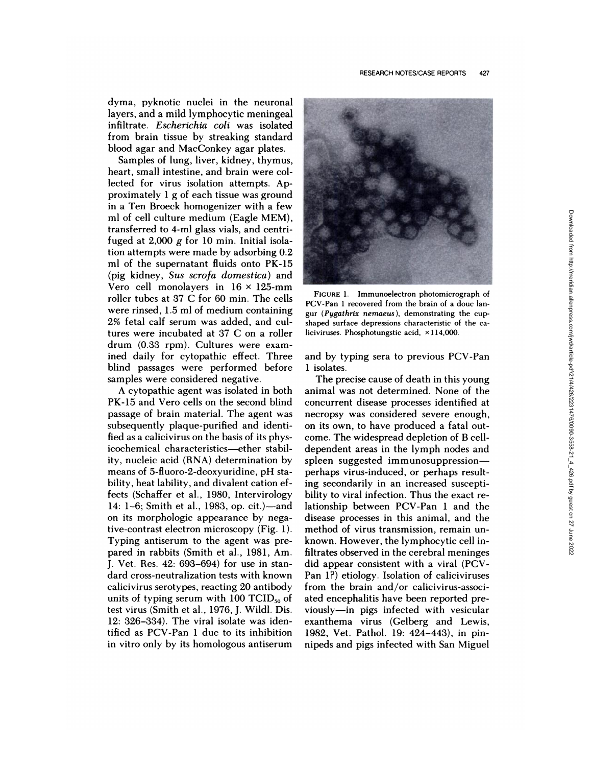dyma, pyknotic nuclei in the neuronal layers, and a mild lymphocytic meningeal infiltrate. *Escherichia coli* was isolated from brain tissue by streaking standard blood agar and MacConkey agar plates.

Samples of lung, liver, kidney, thymus, heart, small intestine, and brain were collected for virus isolation attempts. Approximately 1 g of each tissue was ground in a Ten Broeck homogenizer with a few ml of cell culture medium (Eagle MEM), transferred to 4-ml glass vials, and centrifuged at 2,000 *g* for 10 min. Initial isolation attempts were made by adsorbing 0.2 ml of the supernatant fluids onto PK-15 (pig kidney, *Sus scrofa domestica*) and Vero cell monolayers in $16 \times 125$-mm roller tubes at 37 C for 60 min. The cells were rinsed, 1.5 ml of medium containing 2% fetal calf serum was added, and cultures were incubated at 37 C on a roller drum (0.33 rpm). Cultures were examined daily for cytopathic effect. Three blind passages were performed before samples were considered negative.

A cytopathic agent was isolated in both PK-15 and Vero cells on the second blind passage of brain material. The agent was subsequently plaque-purified and identified as a calicivirus on the basis of its physicochemical characteristics—ether stability, nucleic acid (RNA) determination by means of 5-fluoro-2-deoxyuridine, pH stability, heat lability, and divalent cation effects (Schaffer et al., 1980, Intervirology 14: 1–6; Smith et al., 1983, op. cit.)—and on its morphologic appearance by negative-contrast electron microscopy (Fig. 1). Typing antiserum to the agent was prepared in rabbits (Smith et al., 1981, Am. J. Vet. Res. 42: 693–694) for use in standard cross-neutralization tests with known calicivirus serotypes, reacting 20 antibody units of typing serum with 100 $TCID_{50}$ of test virus (Smith et al., 1976, J. Wildl. Dis. 12: 326–334). The viral isolate was identified as PCV-Pan 1 due to its inhibition in vitro only by its homologous antiserum and by typing sera to previous PCV-Pan 1 isolates.

FIGURE 1. Immunoelectron photomicrograph of PCV-Pan 1 recovered from the brain of a douc langur (*Pygathrix nemaeus*), demonstrating the cup-shaped surface depressions characteristic of the caliciviruses. Phosphotungstic acid, ×114,000.

The precise cause of death in this young animal was not determined. None of the concurrent disease processes identified at necropsy was considered severe enough, on its own, to have produced a fatal outcome. The widespread depletion of B cell-dependent areas in the lymph nodes and spleen suggested immunosuppression—perhaps virus-induced, or perhaps resulting secondarily in an increased susceptibility to viral infection. Thus the exact relationship between PCV-Pan 1 and the disease processes in this animal, and the method of virus transmission, remain unknown. However, the lymphocytic cell infiltrates observed in the cerebral meninges did appear consistent with a viral (PCV-Pan 1?) etiology. Isolation of caliciviruses from the brain and/or calicivirus-associated encephalitis have been reported previously—in pigs infected with vesicular exanthema virus (Gelberg and Lewis, 1982, Vet. Pathol. 19: 424–443), in pinnipeds and pigs infected with San Miguel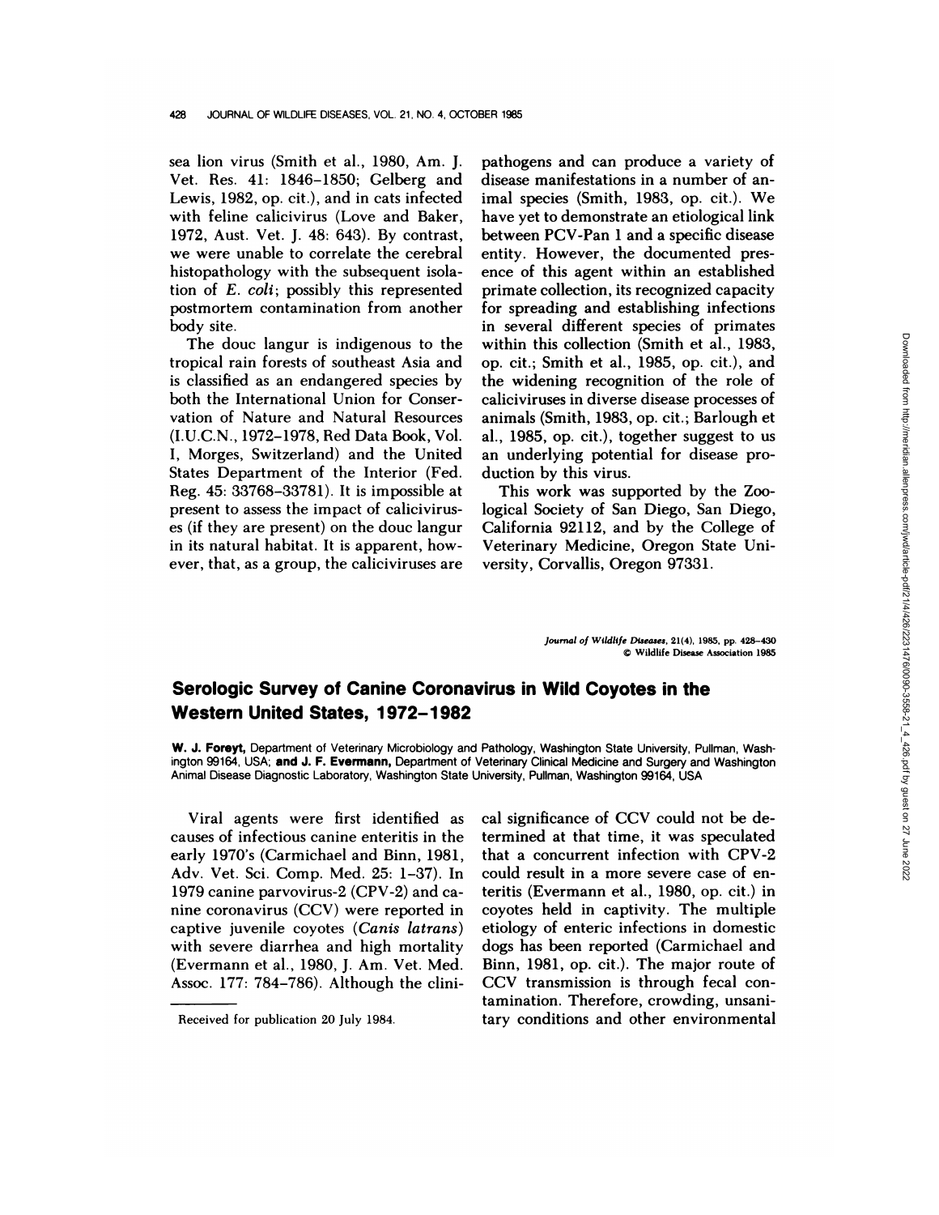sea lion virus (Smith et al., 1980, Am. J. Vet. Res. 41: 1846–1850; Gelberg and Lewis, 1982, op. cit.), and in cats infected with feline calicivirus (Love and Baker, 1972, Aust. Vet. J. 48: 643). By contrast, we were unable to correlate the cerebral histopathology with the subsequent isolation of *E. coli*; possibly this represented postmortem contamination from another body site.

The douc langur is indigenous to the tropical rain forests of southeast Asia and is classified as an endangered species by both the International Union for Conservation of Nature and Natural Resources (I.U.C.N., 1972–1978, Red Data Book, Vol. I, Morges, Switzerland) and the United States Department of the Interior (Fed. Reg. 45: 33768–33781). It is impossible at present to assess the impact of caliciviruses (if they are present) on the douc langur in its natural habitat. It is apparent, however, that, as a group, the caliciviruses are pathogens and can produce a variety of disease manifestations in a number of animal species (Smith, 1983, op. cit.). We have yet to demonstrate an etiological link between PCV-Pan 1 and a specific disease entity. However, the documented presence of this agent within an established primate collection, its recognized capacity for spreading and establishing infections in several different species of primates within this collection (Smith et al., 1983, op. cit.; Smith et al., 1985, op. cit.), and the widening recognition of the role of caliciviruses in diverse disease processes of animals (Smith, 1983, op. cit.; Barlough et al., 1985, op. cit.), together suggest to us an underlying potential for disease production by this virus.

This work was supported by the Zoological Society of San Diego, San Diego, California 92112, and by the College of Veterinary Medicine, Oregon State University, Corvallis, Oregon 97331.

*Journal of Wildlife Diseases*, 21(4), 1985, pp. 428–430
© Wildlife Disease Association 1985

# Serologic Survey of Canine Coronavirus in Wild Coyotes in the Western United States, 1972–1982

**W. J. Foreyt**, Department of Veterinary Microbiology and Pathology, Washington State University, Pullman, Washington 99164, USA; **and J. F. Evermann**, Department of Veterinary Clinical Medicine and Surgery and Washington Animal Disease Diagnostic Laboratory, Washington State University, Pullman, Washington 99164, USA

Viral agents were first identified as causes of infectious canine enteritis in the early 1970's (Carmichael and Binn, 1981, Adv. Vet. Sci. Comp. Med. 25: 1–37). In 1979 canine parvovirus-2 (CPV-2) and canine coronavirus (CCV) were reported in captive juvenile coyotes (*Canis latrans*) with severe diarrhea and high mortality (Evermann et al., 1980, J. Am. Vet. Med. Assoc. 177: 784–786). Although the clinical significance of CCV could not be determined at that time, it was speculated that a concurrent infection with CPV-2 could result in a more severe case of enteritis (Evermann et al., 1980, op. cit.) in coyotes held in captivity. The multiple etiology of enteric infections in domestic dogs has been reported (Carmichael and Binn, 1981, op. cit.). The major route of CCV transmission is through fecal contamination. Therefore, crowding, unsanitary conditions and other environmental

Received for publication 20 July 1984.